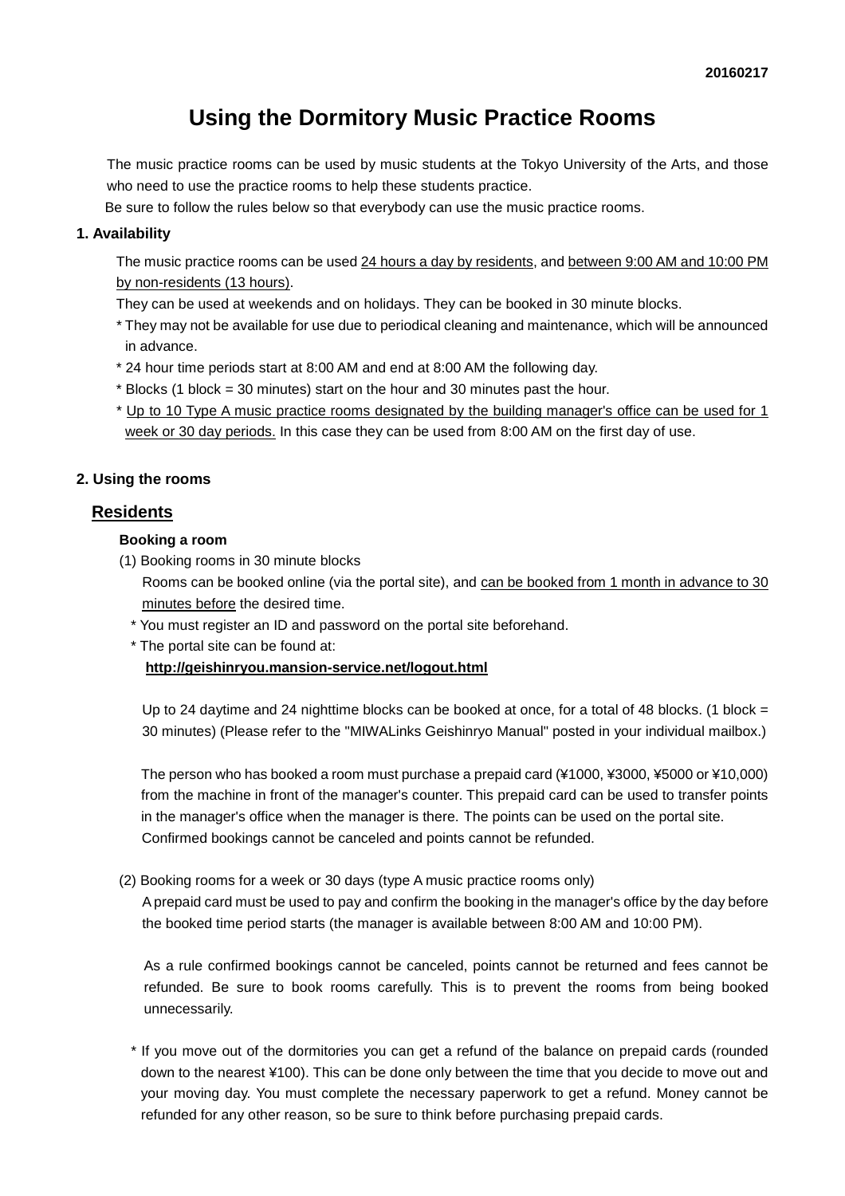20160217

# Using the Dormitory Music Practice Rooms

The music practice rooms can be used by music students at the Tokyo University of the Arts, and those who need to use the practice rooms to help these students practice.

Be sure to follow the rules below so that everybody can use the music practice rooms.

### 1. Availability

The music practice rooms can be used <u>24 hours a day by residents</u>, and <u>between 9:00 AM and 10:00 PM by non-residents (13 hours)</u>.

They can be used at weekends and on holidays. They can be booked in 30 minute blocks.

* They may not be available for use due to periodical cleaning and maintenance, which will be announced in advance.
* 24 hour time periods start at 8:00 AM and end at 8:00 AM the following day.
* Blocks (1 block = 30 minutes) start on the hour and 30 minutes past the hour.
* <u>Up to 10 Type A music practice rooms designated by the building manager's office can be used for 1 week or 30 day periods.</u> In this case they can be used from 8:00 AM on the first day of use.

### 2. Using the rooms

## <u>Residents</u>

**Booking a room**

(1) Booking rooms in 30 minute blocks

Rooms can be booked online (via the portal site), and <u>can be booked from 1 month in advance to 30 minutes before</u> the desired time.

* You must register an ID and password on the portal site beforehand.
* The portal site can be found at:

**<u>http://geishinryou.mansion-service.net/logout.html</u>**

Up to 24 daytime and 24 nighttime blocks can be booked at once, for a total of 48 blocks. (1 block = 30 minutes) (Please refer to the "MIWALinks Geishinryo Manual" posted in your individual mailbox.)

The person who has booked a room must purchase a prepaid card (¥1000, ¥3000, ¥5000 or ¥10,000) from the machine in front of the manager's counter. This prepaid card can be used to transfer points in the manager's office when the manager is there. The points can be used on the portal site. Confirmed bookings cannot be canceled and points cannot be refunded.

(2) Booking rooms for a week or 30 days (type A music practice rooms only)

A prepaid card must be used to pay and confirm the booking in the manager's office by the day before the booked time period starts (the manager is available between 8:00 AM and 10:00 PM).

As a rule confirmed bookings cannot be canceled, points cannot be returned and fees cannot be refunded. Be sure to book rooms carefully. This is to prevent the rooms from being booked unnecessarily.

* If you move out of the dormitories you can get a refund of the balance on prepaid cards (rounded down to the nearest ¥100). This can be done only between the time that you decide to move out and your moving day. You must complete the necessary paperwork to get a refund. Money cannot be refunded for any other reason, so be sure to think before purchasing prepaid cards.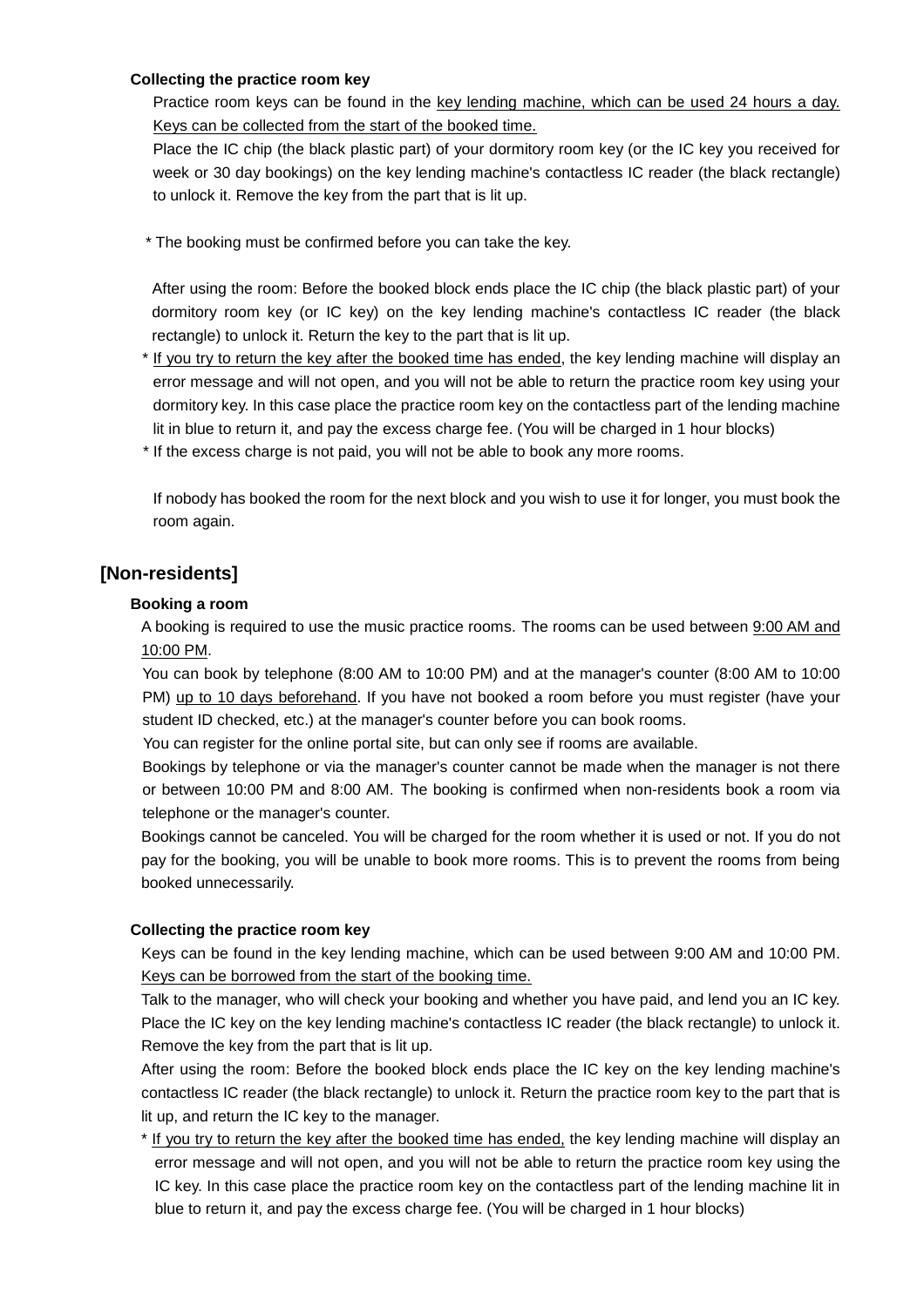**Collecting the practice room key**

Practice room keys can be found in the key lending machine, which can be used 24 hours a day. Keys can be collected from the start of the booked time.

Place the IC chip (the black plastic part) of your dormitory room key (or the IC key you received for week or 30 day bookings) on the key lending machine's contactless IC reader (the black rectangle) to unlock it. Remove the key from the part that is lit up.

\* The booking must be confirmed before you can take the key.

After using the room: Before the booked block ends place the IC chip (the black plastic part) of your dormitory room key (or IC key) on the key lending machine's contactless IC reader (the black rectangle) to unlock it. Return the key to the part that is lit up.

\* If you try to return the key after the booked time has ended, the key lending machine will display an error message and will not open, and you will not be able to return the practice room key using your dormitory key. In this case place the practice room key on the contactless part of the lending machine lit in blue to return it, and pay the excess charge fee. (You will be charged in 1 hour blocks)

\* If the excess charge is not paid, you will not be able to book any more rooms.

If nobody has booked the room for the next block and you wish to use it for longer, you must book the room again.

## [Non-residents]

**Booking a room**

A booking is required to use the music practice rooms. The rooms can be used between 9:00 AM and 10:00 PM.

You can book by telephone (8:00 AM to 10:00 PM) and at the manager's counter (8:00 AM to 10:00 PM) up to 10 days beforehand. If you have not booked a room before you must register (have your student ID checked, etc.) at the manager's counter before you can book rooms.

You can register for the online portal site, but can only see if rooms are available.

Bookings by telephone or via the manager's counter cannot be made when the manager is not there or between 10:00 PM and 8:00 AM. The booking is confirmed when non-residents book a room via telephone or the manager's counter.

Bookings cannot be canceled. You will be charged for the room whether it is used or not. If you do not pay for the booking, you will be unable to book more rooms. This is to prevent the rooms from being booked unnecessarily.

**Collecting the practice room key**

Keys can be found in the key lending machine, which can be used between 9:00 AM and 10:00 PM. Keys can be borrowed from the start of the booking time.

Talk to the manager, who will check your booking and whether you have paid, and lend you an IC key. Place the IC key on the key lending machine's contactless IC reader (the black rectangle) to unlock it. Remove the key from the part that is lit up.

After using the room: Before the booked block ends place the IC key on the key lending machine's contactless IC reader (the black rectangle) to unlock it. Return the practice room key to the part that is lit up, and return the IC key to the manager.

\* If you try to return the key after the booked time has ended, the key lending machine will display an error message and will not open, and you will not be able to return the practice room key using the IC key. In this case place the practice room key on the contactless part of the lending machine lit in blue to return it, and pay the excess charge fee. (You will be charged in 1 hour blocks)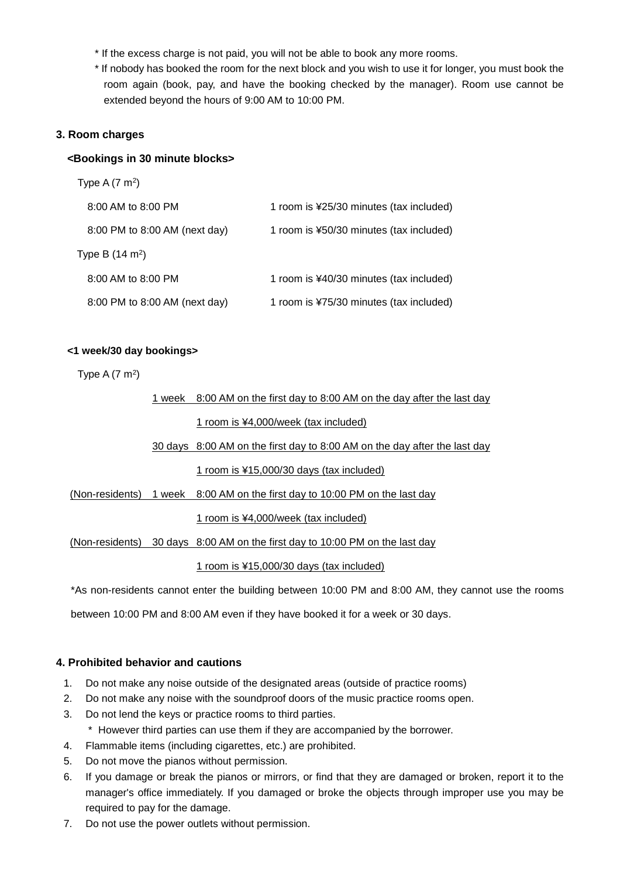* If the excess charge is not paid, you will not be able to book any more rooms.
* If nobody has booked the room for the next block and you wish to use it for longer, you must book the room again (book, pay, and have the booking checked by the manager). Room use cannot be extended beyond the hours of 9:00 AM to 10:00 PM.

### 3. Room charges

**<Bookings in 30 minute blocks>**

Type A (7 $m^2$)

| | |
|---|---|
| 8:00 AM to 8:00 PM | 1 room is ¥25/30 minutes (tax included) |
| 8:00 PM to 8:00 AM (next day) | 1 room is ¥50/30 minutes (tax included) |

Type B (14 $m^2$)

| | |
|---|---|
| 8:00 AM to 8:00 PM | 1 room is ¥40/30 minutes (tax included) |
| 8:00 PM to 8:00 AM (next day) | 1 room is ¥75/30 minutes (tax included) |

**<1 week/30 day bookings>**

Type A (7 $m^2$)

| | | |
|---|---|---|
| | 1 week | 8:00 AM on the first day to 8:00 AM on the day after the last day |
| | | 1 room is ¥4,000/week (tax included) |
| | 30 days | 8:00 AM on the first day to 8:00 AM on the day after the last day |
| | | 1 room is ¥15,000/30 days (tax included) |
| (Non-residents) | 1 week | 8:00 AM on the first day to 10:00 PM on the last day |
| | | 1 room is ¥4,000/week (tax included) |
| (Non-residents) | 30 days | 8:00 AM on the first day to 10:00 PM on the last day |
| | | 1 room is ¥15,000/30 days (tax included) |

*As non-residents cannot enter the building between 10:00 PM and 8:00 AM, they cannot use the rooms between 10:00 PM and 8:00 AM even if they have booked it for a week or 30 days.

### 4. Prohibited behavior and cautions

1. Do not make any noise outside of the designated areas (outside of practice rooms)
2. Do not make any noise with the soundproof doors of the music practice rooms open.
3. Do not lend the keys or practice rooms to third parties.
   * However third parties can use them if they are accompanied by the borrower.
4. Flammable items (including cigarettes, etc.) are prohibited.
5. Do not move the pianos without permission.
6. If you damage or break the pianos or mirrors, or find that they are damaged or broken, report it to the manager's office immediately. If you damaged or broke the objects through improper use you may be required to pay for the damage.
7. Do not use the power outlets without permission.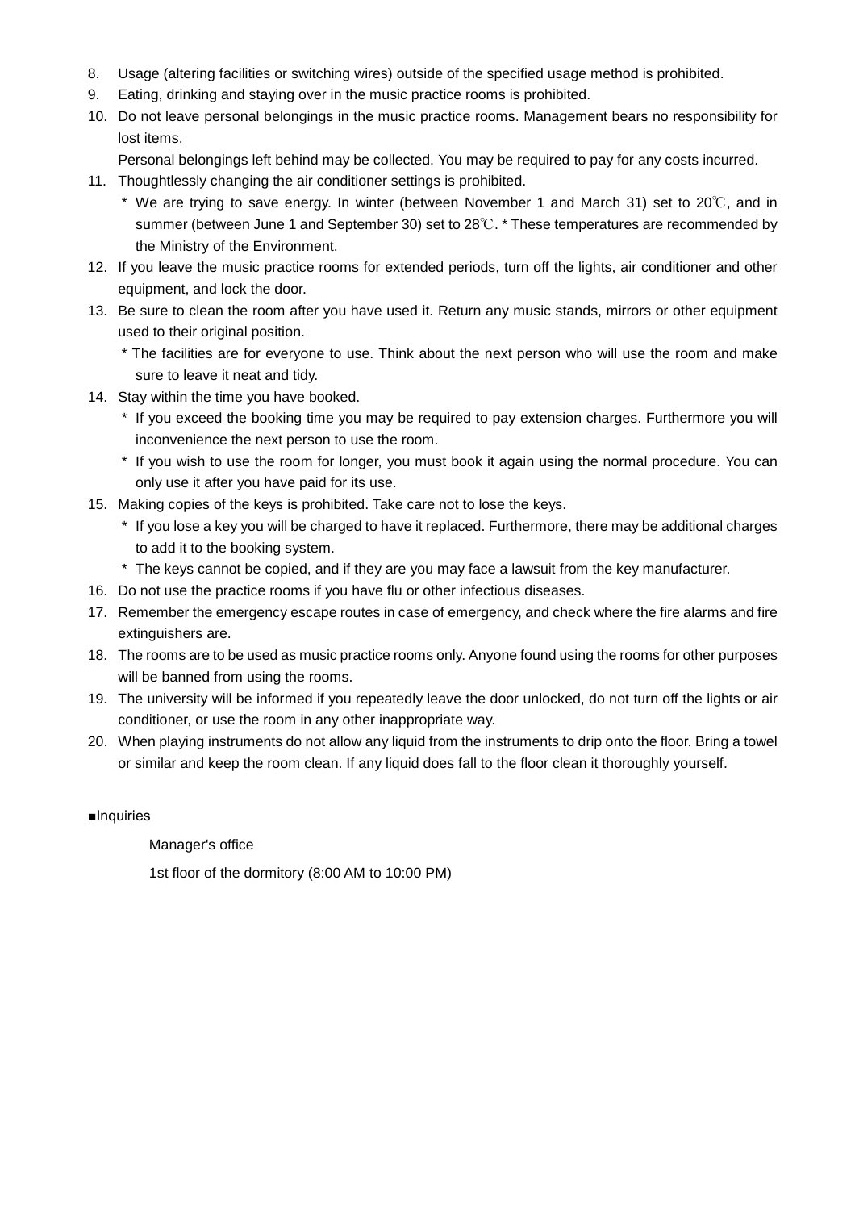8. Usage (altering facilities or switching wires) outside of the specified usage method is prohibited.
9. Eating, drinking and staying over in the music practice rooms is prohibited.
10. Do not leave personal belongings in the music practice rooms. Management bears no responsibility for lost items.

    Personal belongings left behind may be collected. You may be required to pay for any costs incurred.
11. Thoughtlessly changing the air conditioner settings is prohibited.
    * We are trying to save energy. In winter (between November 1 and March 31) set to 20℃, and in summer (between June 1 and September 30) set to 28℃. * These temperatures are recommended by the Ministry of the Environment.
12. If you leave the music practice rooms for extended periods, turn off the lights, air conditioner and other equipment, and lock the door.
13. Be sure to clean the room after you have used it. Return any music stands, mirrors or other equipment used to their original position.
    * The facilities are for everyone to use. Think about the next person who will use the room and make sure to leave it neat and tidy.
14. Stay within the time you have booked.
    * If you exceed the booking time you may be required to pay extension charges. Furthermore you will inconvenience the next person to use the room.
    * If you wish to use the room for longer, you must book it again using the normal procedure. You can only use it after you have paid for its use.
15. Making copies of the keys is prohibited. Take care not to lose the keys.
    * If you lose a key you will be charged to have it replaced. Furthermore, there may be additional charges to add it to the booking system.
    * The keys cannot be copied, and if they are you may face a lawsuit from the key manufacturer.
16. Do not use the practice rooms if you have flu or other infectious diseases.
17. Remember the emergency escape routes in case of emergency, and check where the fire alarms and fire extinguishers are.
18. The rooms are to be used as music practice rooms only. Anyone found using the rooms for other purposes will be banned from using the rooms.
19. The university will be informed if you repeatedly leave the door unlocked, do not turn off the lights or air conditioner, or use the room in any other inappropriate way.
20. When playing instruments do not allow any liquid from the instruments to drip onto the floor. Bring a towel or similar and keep the room clean. If any liquid does fall to the floor clean it thoroughly yourself.

■Inquiries

Manager's office

1st floor of the dormitory (8:00 AM to 10:00 PM)